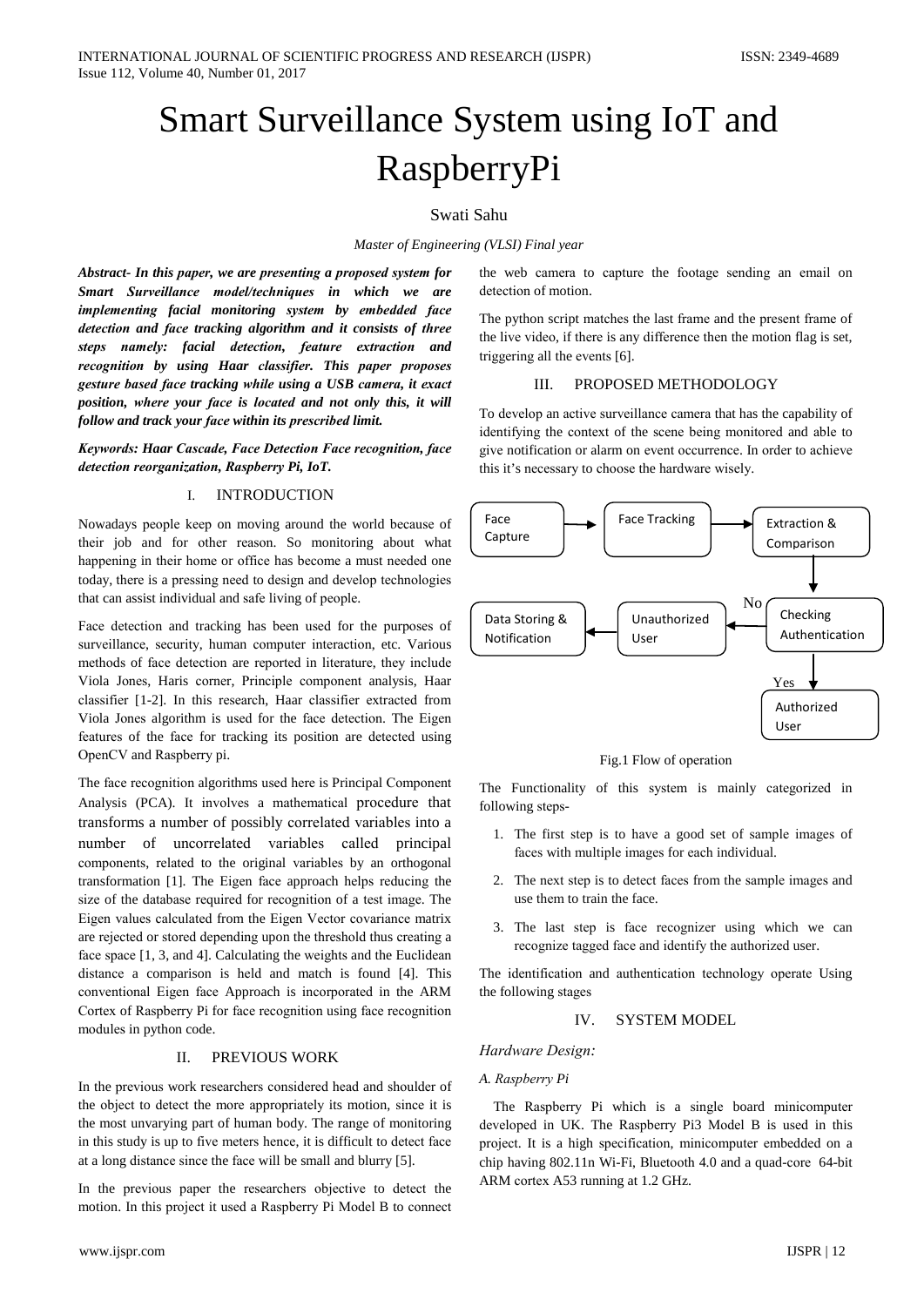# Smart Surveillance System using IoT and RaspberryPi

Swati Sahu

*Master of Engineering (VLSI) Final year*

***Abstract- In this paper, we are presenting a proposed system for Smart Surveillance model/techniques in which we are implementing facial monitoring system by embedded face detection and face tracking algorithm and it consists of three steps namely: facial detection, feature extraction and recognition by using Haar classifier. This paper proposes gesture based face tracking while using a USB camera, it exact position, where your face is located and not only this, it will follow and track your face within its prescribed limit.***

***Keywords: Haar Cascade, Face Detection Face recognition, face detection reorganization, Raspberry Pi, IoT.***

## I. INTRODUCTION

Nowadays people keep on moving around the world because of their job and for other reason. So monitoring about what happening in their home or office has become a must needed one today, there is a pressing need to design and develop technologies that can assist individual and safe living of people.

Face detection and tracking has been used for the purposes of surveillance, security, human computer interaction, etc. Various methods of face detection are reported in literature, they include Viola Jones, Haris corner, Principle component analysis, Haar classifier [1-2]. In this research, Haar classifier extracted from Viola Jones algorithm is used for the face detection. The Eigen features of the face for tracking its position are detected using OpenCV and Raspberry pi.

The face recognition algorithms used here is Principal Component Analysis (PCA). It involves a mathematical procedure that transforms a number of possibly correlated variables into a number of uncorrelated variables called principal components, related to the original variables by an orthogonal transformation [1]. The Eigen face approach helps reducing the size of the database required for recognition of a test image. The Eigen values calculated from the Eigen Vector covariance matrix are rejected or stored depending upon the threshold thus creating a face space [1, 3, and 4]. Calculating the weights and the Euclidean distance a comparison is held and match is found [4]. This conventional Eigen face Approach is incorporated in the ARM Cortex of Raspberry Pi for face recognition using face recognition modules in python code.

## II. PREVIOUS WORK

In the previous work researchers considered head and shoulder of the object to detect the more appropriately its motion, since it is the most unvarying part of human body. The range of monitoring in this study is up to five meters hence, it is difficult to detect face at a long distance since the face will be small and blurry [5].

In the previous paper the researchers objective to detect the motion. In this project it used a Raspberry Pi Model B to connect the web camera to capture the footage sending an email on detection of motion.

The python script matches the last frame and the present frame of the live video, if there is any difference then the motion flag is set, triggering all the events [6].

## III. PROPOSED METHODOLOGY

To develop an active surveillance camera that has the capability of identifying the context of the scene being monitored and able to give notification or alarm on event occurrence. In order to achieve this it's necessary to choose the hardware wisely.

Face Capture → Face Tracking → Extraction & Comparison → Checking Authentication

Checking Authentication — No → Unauthorized User → Data Storing & Notification

Checking Authentication — Yes → Authorized User

Fig.1 Flow of operation

The Functionality of this system is mainly categorized in following steps-

1. The first step is to have a good set of sample images of faces with multiple images for each individual.
2. The next step is to detect faces from the sample images and use them to train the face.
3. The last step is face recognizer using which we can recognize tagged face and identify the authorized user.

The identification and authentication technology operate Using the following stages

## IV. SYSTEM MODEL

*Hardware Design:*

*A. Raspberry Pi*

The Raspberry Pi which is a single board minicomputer developed in UK. The Raspberry Pi3 Model B is used in this project. It is a high specification, minicomputer embedded on a chip having 802.11n Wi-Fi, Bluetooth 4.0 and a quad-core 64-bit ARM cortex A53 running at 1.2 GHz.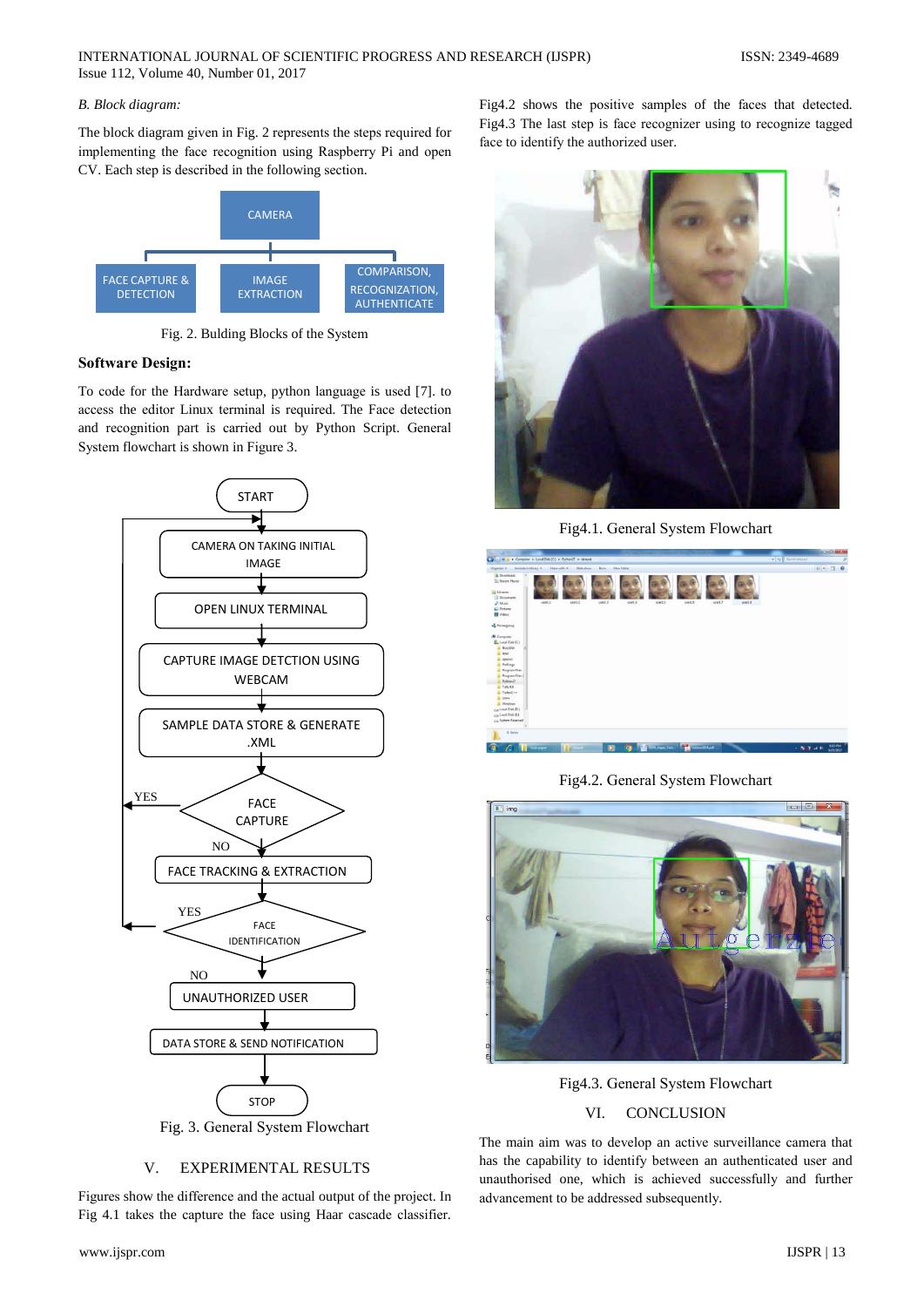*B. Block diagram:*

The block diagram given in Fig. 2 represents the steps required for implementing the face recognition using Raspberry Pi and open CV. Each step is described in the following section.

Fig. 2. Bulding Blocks of the System

**Software Design:**

To code for the Hardware setup, python language is used [7]. to access the editor Linux terminal is required. The Face detection and recognition part is carried out by Python Script. General System flowchart is shown in Figure 3.

Fig. 3. General System Flowchart

## V. EXPERIMENTAL RESULTS

Figures show the difference and the actual output of the project. In Fig 4.1 takes the capture the face using Haar cascade classifier. Fig4.2 shows the positive samples of the faces that detected. Fig4.3 The last step is face recognizer using to recognize tagged face to identify the authorized user.

Fig4.1. General System Flowchart

Fig4.2. General System Flowchart

Fig4.3. General System Flowchart

## VI. CONCLUSION

The main aim was to develop an active surveillance camera that has the capability to identify between an authenticated user and unauthorised one, which is achieved successfully and further advancement to be addressed subsequently.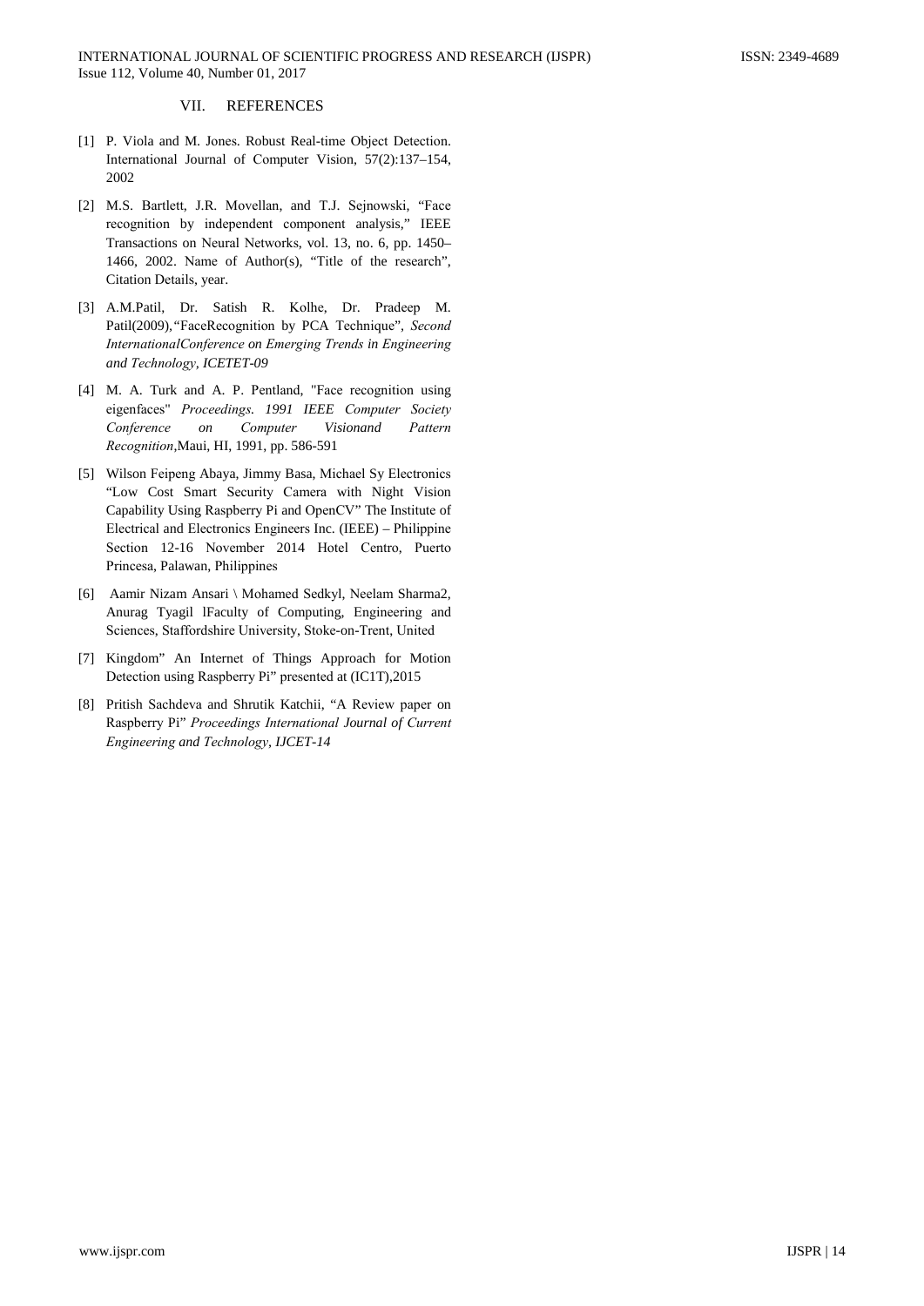## VII. REFERENCES

[1] P. Viola and M. Jones. Robust Real-time Object Detection. International Journal of Computer Vision, 57(2):137–154, 2002

[2] M.S. Bartlett, J.R. Movellan, and T.J. Sejnowski, "Face recognition by independent component analysis," IEEE Transactions on Neural Networks, vol. 13, no. 6, pp. 1450–1466, 2002. Name of Author(s), "Title of the research", Citation Details, year.

[3] A.M.Patil, Dr. Satish R. Kolhe, Dr. Pradeep M. Patil(2009),"FaceRecognition by PCA Technique", *Second InternationalConference on Emerging Trends in Engineering and Technology, ICETET-09*

[4] M. A. Turk and A. P. Pentland, "Face recognition using eigenfaces" *Proceedings. 1991 IEEE Computer Society Conference on Computer Visionand Pattern Recognition*,Maui, HI, 1991, pp. 586-591

[5] Wilson Feipeng Abaya, Jimmy Basa, Michael Sy Electronics "Low Cost Smart Security Camera with Night Vision Capability Using Raspberry Pi and OpenCV" The Institute of Electrical and Electronics Engineers Inc. (IEEE) – Philippine Section 12-16 November 2014 Hotel Centro, Puerto Princesa, Palawan, Philippines

[6] Aamir Nizam Ansari \ Mohamed Sedkyl, Neelam Sharma2, Anurag Tyagil lFaculty of Computing, Engineering and Sciences, Staffordshire University, Stoke-on-Trent, United

[7] Kingdom" An Internet of Things Approach for Motion Detection using Raspberry Pi" presented at (IC1T),2015

[8] Pritish Sachdeva and Shrutik Katchii, "A Review paper on Raspberry Pi" *Proceedings International Journal of Current Engineering and Technology, IJCET-14*